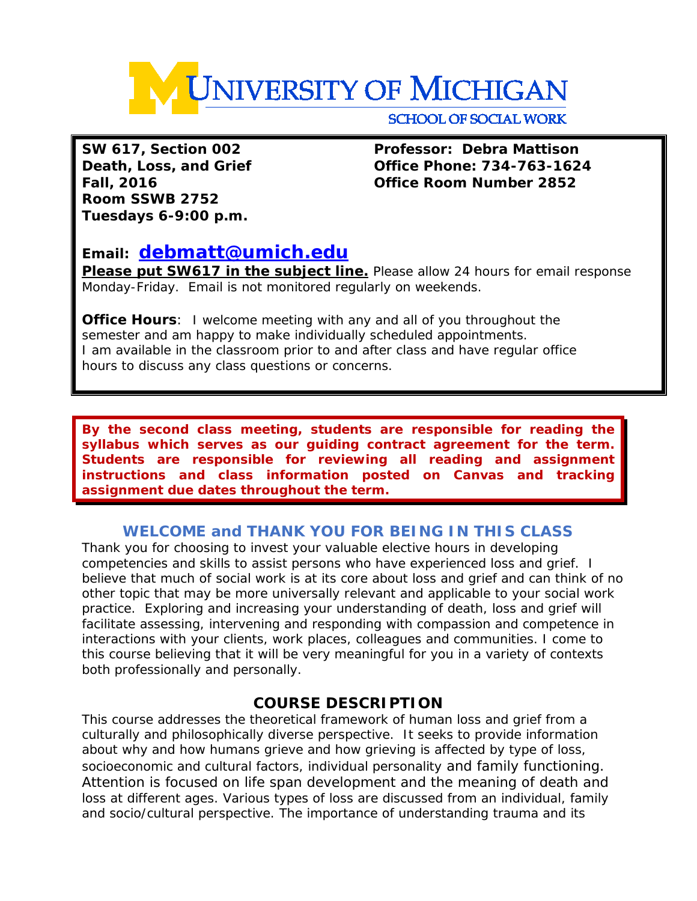# UNIVERSITY OF MICHIGAN

## SCHOOL OF SOCIAL WORK

**SW 617, Section 002**
**Death, Loss, and Grief**
**Fall, 2016**
**Room SSWB 2752**
**Tuesdays 6-9:00 p.m.**

**Professor: Debra Mattison**
**Office Phone: 734-763-1624**
**Office Room Number 2852**

**Email: debmatt@umich.edu**
**Please put SW617 in the subject line.** Please allow 24 hours for email response Monday-Friday. Email is not monitored regularly on weekends.

**Office Hours**: I welcome meeting with any and all of you throughout the semester and am happy to make individually scheduled appointments. I am available in the classroom prior to and after class and have regular office hours to discuss any class questions or concerns.

**By the second class meeting, students are responsible for reading the syllabus which serves as our guiding contract agreement for the term. Students are responsible for reviewing all reading and assignment instructions and class information posted on Canvas and tracking assignment due dates throughout the term.**

## WELCOME and THANK YOU FOR BEING IN THIS CLASS

Thank you for choosing to invest your valuable elective hours in developing competencies and skills to assist persons who have experienced loss and grief. I believe that much of social work is at its core about loss and grief and can think of no other topic that may be more universally relevant and applicable to your social work practice. Exploring and increasing your understanding of death, loss and grief will facilitate assessing, intervening and responding with compassion and competence in interactions with your clients, work places, colleagues and communities. I come to this course believing that it will be very meaningful for you in a variety of contexts both professionally and personally.

## COURSE DESCRIPTION

This course addresses the theoretical framework of human loss and grief from a culturally and philosophically diverse perspective. It seeks to provide information about why and how humans grieve and how grieving is affected by type of loss, socioeconomic and cultural factors, individual personality and family functioning. Attention is focused on life span development and the meaning of death and loss at different ages. Various types of loss are discussed from an individual, family and socio/cultural perspective. The importance of understanding trauma and its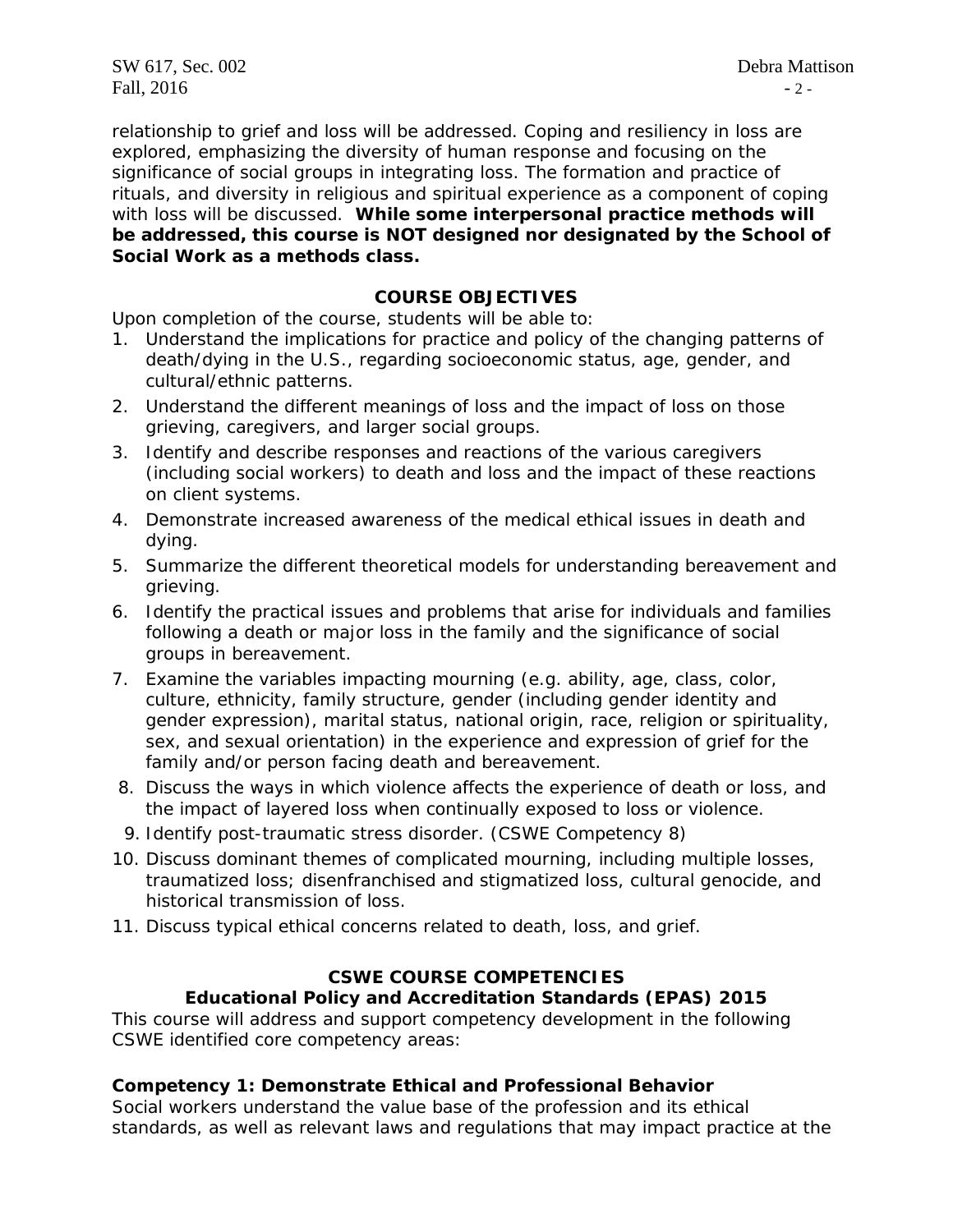relationship to grief and loss will be addressed. Coping and resiliency in loss are explored, emphasizing the diversity of human response and focusing on the significance of social groups in integrating loss. The formation and practice of rituals, and diversity in religious and spiritual experience as a component of coping with loss will be discussed. **While some interpersonal practice methods will be addressed, this course is NOT designed nor designated by the School of Social Work as a methods class.**

## COURSE OBJECTIVES

Upon completion of the course, students will be able to:

1. Understand the implications for practice and policy of the changing patterns of death/dying in the U.S., regarding socioeconomic status, age, gender, and cultural/ethnic patterns.
2. Understand the different meanings of loss and the impact of loss on those grieving, caregivers, and larger social groups.
3. Identify and describe responses and reactions of the various caregivers (including social workers) to death and loss and the impact of these reactions on client systems.
4. Demonstrate increased awareness of the medical ethical issues in death and dying.
5. Summarize the different theoretical models for understanding bereavement and grieving.
6. Identify the practical issues and problems that arise for individuals and families following a death or major loss in the family and the significance of social groups in bereavement.
7. Examine the variables impacting mourning (e.g. ability, age, class, color, culture, ethnicity, family structure, gender (including gender identity and gender expression), marital status, national origin, race, religion or spirituality, sex, and sexual orientation) in the experience and expression of grief for the family and/or person facing death and bereavement.
8. Discuss the ways in which violence affects the experience of death or loss, and the impact of layered loss when continually exposed to loss or violence.
9. Identify post-traumatic stress disorder. (CSWE Competency 8)
10. Discuss dominant themes of complicated mourning, including multiple losses, traumatized loss; disenfranchised and stigmatized loss, cultural genocide, and historical transmission of loss.
11. Discuss typical ethical concerns related to death, loss, and grief.

## CSWE COURSE COMPETENCIES
### Educational Policy and Accreditation Standards (EPAS) 2015

This course will address and support competency development in the following CSWE identified core competency areas:

**Competency 1: Demonstrate Ethical and Professional Behavior**

Social workers understand the value base of the profession and its ethical standards, as well as relevant laws and regulations that may impact practice at the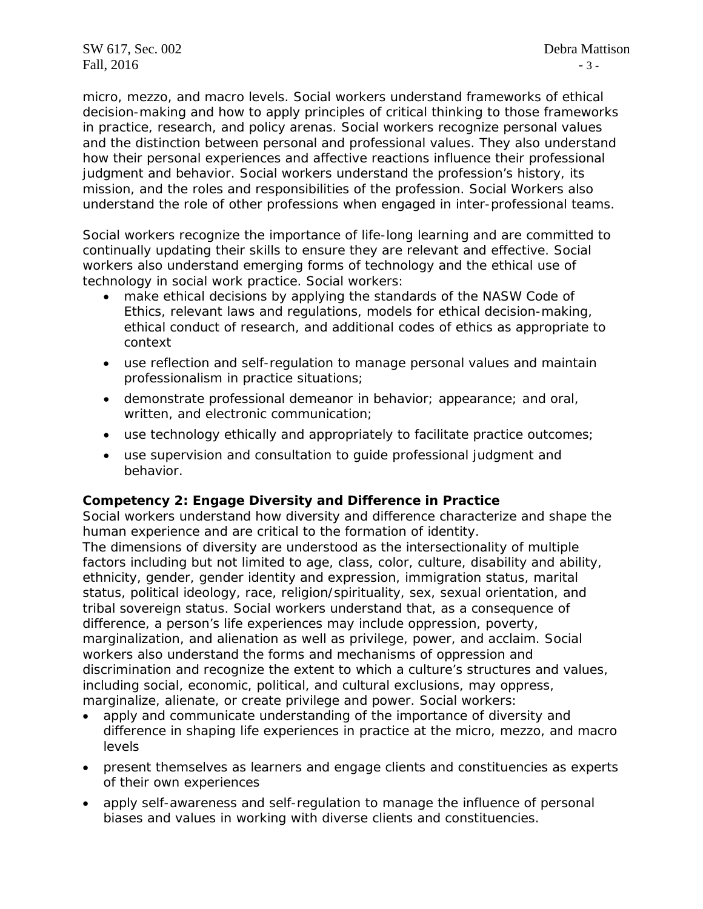micro, mezzo, and macro levels. Social workers understand frameworks of ethical decision-making and how to apply principles of critical thinking to those frameworks in practice, research, and policy arenas. Social workers recognize personal values and the distinction between personal and professional values. They also understand how their personal experiences and affective reactions influence their professional judgment and behavior. Social workers understand the profession's history, its mission, and the roles and responsibilities of the profession. Social Workers also understand the role of other professions when engaged in inter-professional teams.

Social workers recognize the importance of life-long learning and are committed to continually updating their skills to ensure they are relevant and effective. Social workers also understand emerging forms of technology and the ethical use of technology in social work practice. Social workers:

- make ethical decisions by applying the standards of the NASW Code of Ethics, relevant laws and regulations, models for ethical decision-making, ethical conduct of research, and additional codes of ethics as appropriate to context
- use reflection and self-regulation to manage personal values and maintain professionalism in practice situations;
- demonstrate professional demeanor in behavior; appearance; and oral, written, and electronic communication;
- use technology ethically and appropriately to facilitate practice outcomes;
- use supervision and consultation to guide professional judgment and behavior.

**Competency 2: Engage Diversity and Difference in Practice**

Social workers understand how diversity and difference characterize and shape the human experience and are critical to the formation of identity.
The dimensions of diversity are understood as the intersectionality of multiple factors including but not limited to age, class, color, culture, disability and ability, ethnicity, gender, gender identity and expression, immigration status, marital status, political ideology, race, religion/spirituality, sex, sexual orientation, and tribal sovereign status. Social workers understand that, as a consequence of difference, a person's life experiences may include oppression, poverty, marginalization, and alienation as well as privilege, power, and acclaim. Social workers also understand the forms and mechanisms of oppression and discrimination and recognize the extent to which a culture's structures and values, including social, economic, political, and cultural exclusions, may oppress, marginalize, alienate, or create privilege and power. Social workers:

- apply and communicate understanding of the importance of diversity and difference in shaping life experiences in practice at the micro, mezzo, and macro levels
- present themselves as learners and engage clients and constituencies as experts of their own experiences
- apply self-awareness and self-regulation to manage the influence of personal biases and values in working with diverse clients and constituencies.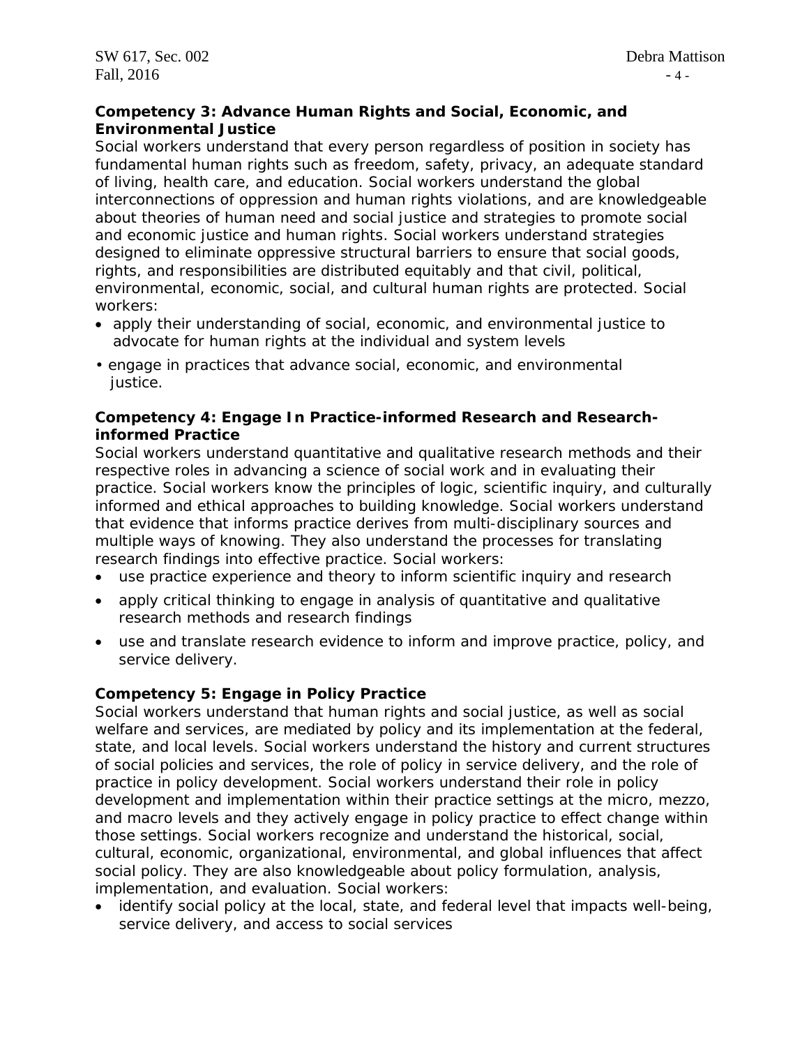**Competency 3: Advance Human Rights and Social, Economic, and Environmental Justice**

Social workers understand that every person regardless of position in society has fundamental human rights such as freedom, safety, privacy, an adequate standard of living, health care, and education. Social workers understand the global interconnections of oppression and human rights violations, and are knowledgeable about theories of human need and social justice and strategies to promote social and economic justice and human rights. Social workers understand strategies designed to eliminate oppressive structural barriers to ensure that social goods, rights, and responsibilities are distributed equitably and that civil, political, environmental, economic, social, and cultural human rights are protected. Social workers:

- apply their understanding of social, economic, and environmental justice to advocate for human rights at the individual and system levels
- engage in practices that advance social, economic, and environmental justice.

**Competency 4: Engage In Practice-informed Research and Research-informed Practice**

Social workers understand quantitative and qualitative research methods and their respective roles in advancing a science of social work and in evaluating their practice. Social workers know the principles of logic, scientific inquiry, and culturally informed and ethical approaches to building knowledge. Social workers understand that evidence that informs practice derives from multi-disciplinary sources and multiple ways of knowing. They also understand the processes for translating research findings into effective practice. Social workers:

- use practice experience and theory to inform scientific inquiry and research
- apply critical thinking to engage in analysis of quantitative and qualitative research methods and research findings
- use and translate research evidence to inform and improve practice, policy, and service delivery.

**Competency 5: Engage in Policy Practice**

Social workers understand that human rights and social justice, as well as social welfare and services, are mediated by policy and its implementation at the federal, state, and local levels. Social workers understand the history and current structures of social policies and services, the role of policy in service delivery, and the role of practice in policy development. Social workers understand their role in policy development and implementation within their practice settings at the micro, mezzo, and macro levels and they actively engage in policy practice to effect change within those settings. Social workers recognize and understand the historical, social, cultural, economic, organizational, environmental, and global influences that affect social policy. They are also knowledgeable about policy formulation, analysis, implementation, and evaluation. Social workers:

- identify social policy at the local, state, and federal level that impacts well-being, service delivery, and access to social services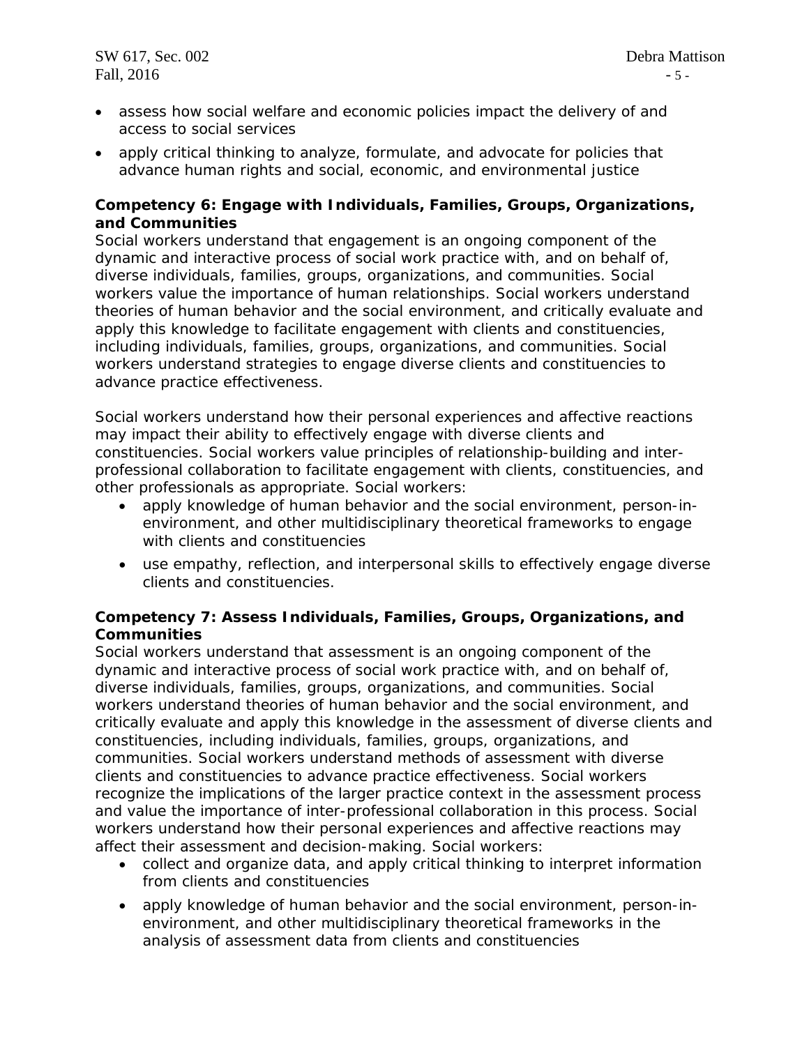- assess how social welfare and economic policies impact the delivery of and access to social services
- apply critical thinking to analyze, formulate, and advocate for policies that advance human rights and social, economic, and environmental justice

**Competency 6: Engage with Individuals, Families, Groups, Organizations, and Communities**

Social workers understand that engagement is an ongoing component of the dynamic and interactive process of social work practice with, and on behalf of, diverse individuals, families, groups, organizations, and communities. Social workers value the importance of human relationships. Social workers understand theories of human behavior and the social environment, and critically evaluate and apply this knowledge to facilitate engagement with clients and constituencies, including individuals, families, groups, organizations, and communities. Social workers understand strategies to engage diverse clients and constituencies to advance practice effectiveness.

Social workers understand how their personal experiences and affective reactions may impact their ability to effectively engage with diverse clients and constituencies. Social workers value principles of relationship-building and inter-professional collaboration to facilitate engagement with clients, constituencies, and other professionals as appropriate. Social workers:

- apply knowledge of human behavior and the social environment, person-in-environment, and other multidisciplinary theoretical frameworks to engage with clients and constituencies
- use empathy, reflection, and interpersonal skills to effectively engage diverse clients and constituencies.

**Competency 7: Assess Individuals, Families, Groups, Organizations, and Communities**

Social workers understand that assessment is an ongoing component of the dynamic and interactive process of social work practice with, and on behalf of, diverse individuals, families, groups, organizations, and communities. Social workers understand theories of human behavior and the social environment, and critically evaluate and apply this knowledge in the assessment of diverse clients and constituencies, including individuals, families, groups, organizations, and communities. Social workers understand methods of assessment with diverse clients and constituencies to advance practice effectiveness. Social workers recognize the implications of the larger practice context in the assessment process and value the importance of inter-professional collaboration in this process. Social workers understand how their personal experiences and affective reactions may affect their assessment and decision-making. Social workers:

- collect and organize data, and apply critical thinking to interpret information from clients and constituencies
- apply knowledge of human behavior and the social environment, person-in-environment, and other multidisciplinary theoretical frameworks in the analysis of assessment data from clients and constituencies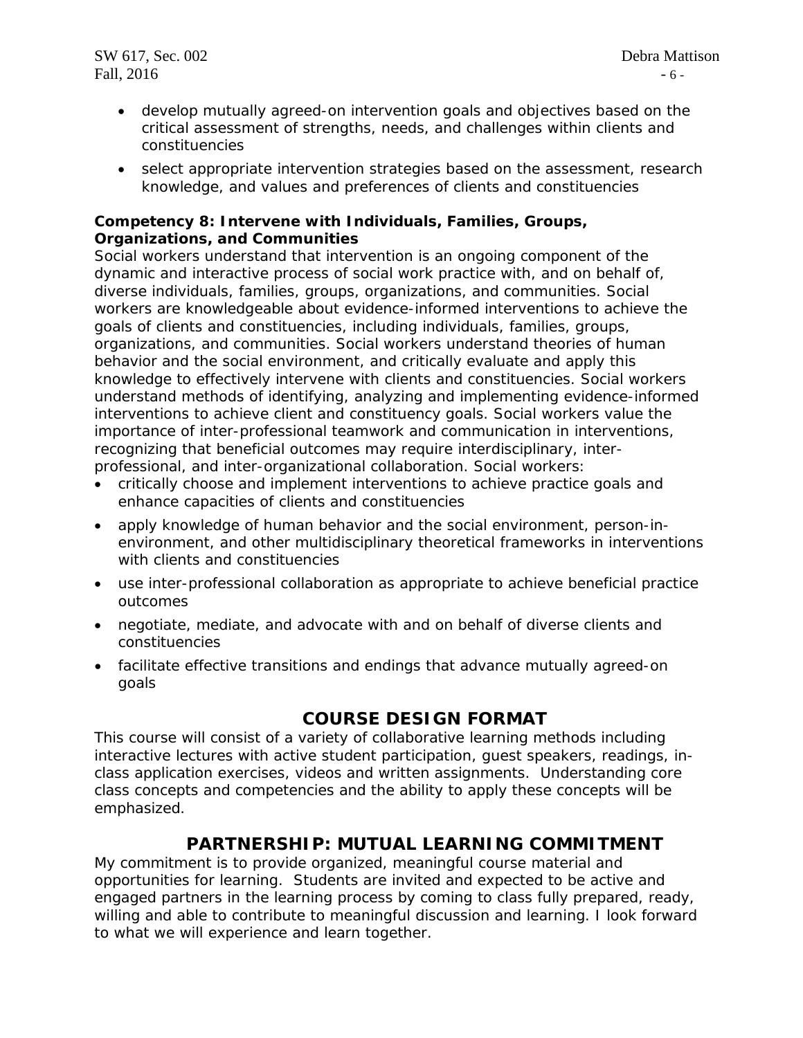- develop mutually agreed-on intervention goals and objectives based on the critical assessment of strengths, needs, and challenges within clients and constituencies
- select appropriate intervention strategies based on the assessment, research knowledge, and values and preferences of clients and constituencies

**Competency 8: Intervene with Individuals, Families, Groups, Organizations, and Communities**

Social workers understand that intervention is an ongoing component of the dynamic and interactive process of social work practice with, and on behalf of, diverse individuals, families, groups, organizations, and communities. Social workers are knowledgeable about evidence-informed interventions to achieve the goals of clients and constituencies, including individuals, families, groups, organizations, and communities. Social workers understand theories of human behavior and the social environment, and critically evaluate and apply this knowledge to effectively intervene with clients and constituencies. Social workers understand methods of identifying, analyzing and implementing evidence-informed interventions to achieve client and constituency goals. Social workers value the importance of inter-professional teamwork and communication in interventions, recognizing that beneficial outcomes may require interdisciplinary, inter-professional, and inter-organizational collaboration. Social workers:

- critically choose and implement interventions to achieve practice goals and enhance capacities of clients and constituencies
- apply knowledge of human behavior and the social environment, person-in-environment, and other multidisciplinary theoretical frameworks in interventions with clients and constituencies
- use inter-professional collaboration as appropriate to achieve beneficial practice outcomes
- negotiate, mediate, and advocate with and on behalf of diverse clients and constituencies
- facilitate effective transitions and endings that advance mutually agreed-on goals

## COURSE DESIGN FORMAT

This course will consist of a variety of collaborative learning methods including interactive lectures with active student participation, guest speakers, readings, in-class application exercises, videos and written assignments. Understanding core class concepts and competencies and the ability to apply these concepts will be emphasized.

## PARTNERSHIP: MUTUAL LEARNING COMMITMENT

My commitment is to provide organized, meaningful course material and opportunities for learning. Students are invited and expected to be active and engaged partners in the learning process by coming to class fully prepared, ready, willing and able to contribute to meaningful discussion and learning. I look forward to what we will experience and learn together.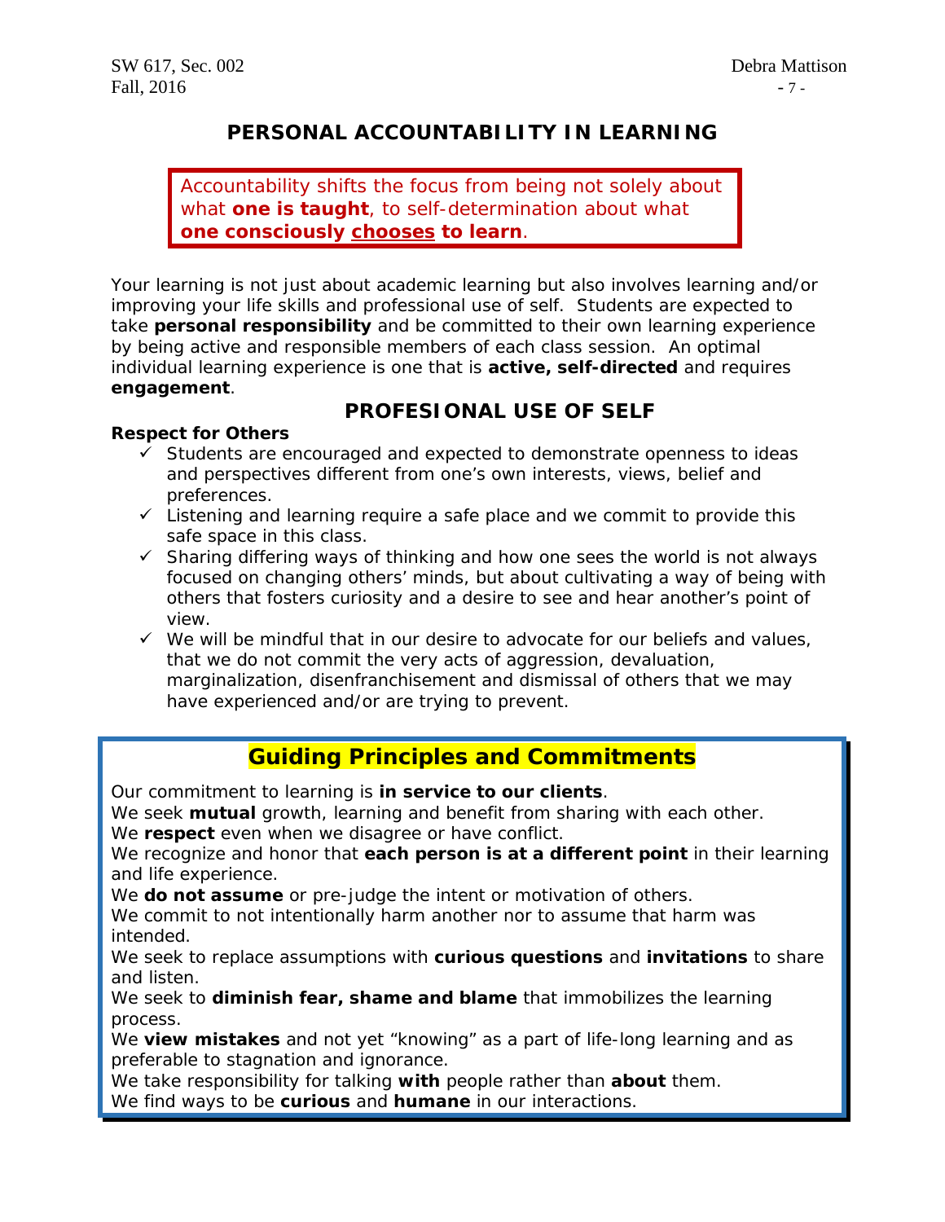## PERSONAL ACCOUNTABILITY IN LEARNING

> Accountability shifts the focus from being not solely about what **one is taught**, to self-determination about what **one consciously chooses to learn**.

Your learning is not just about academic learning but also involves learning and/or improving your life skills and professional use of self. Students are expected to take **personal responsibility** and be committed to their own learning experience by being active and responsible members of each class session. An optimal individual learning experience is one that is **active, self-directed** and requires **engagement**.

## PROFESIONAL USE OF SELF

**Respect for Others**

- ✓ Students are encouraged and expected to demonstrate openness to ideas and perspectives different from one's own interests, views, belief and preferences.
- ✓ Listening and learning require a safe place and we commit to provide this safe space in this class.
- ✓ Sharing differing ways of thinking and how one sees the world is not always focused on changing others' minds, but about cultivating a way of being with others that fosters curiosity and a desire to see and hear another's point of view.
- ✓ We will be mindful that in our desire to advocate for our beliefs and values, that we do not commit the very acts of aggression, devaluation, marginalization, disenfranchisement and dismissal of others that we may have experienced and/or are trying to prevent.

### Guiding Principles and Commitments

Our commitment to learning is **in service to our clients**.
We seek **mutual** growth, learning and benefit from sharing with each other.
We **respect** even when we disagree or have conflict.
We recognize and honor that **each person is at a different point** in their learning and life experience.
We **do not assume** or pre-judge the intent or motivation of others.
We commit to not intentionally harm another nor to assume that harm was intended.
We seek to replace assumptions with **curious questions** and **invitations** to share and listen.
We seek to **diminish fear, shame and blame** that immobilizes the learning process.
We **view mistakes** and not yet "knowing" as a part of life-long learning and as preferable to stagnation and ignorance.
We take responsibility for talking **with** people rather than **about** them.
We find ways to be **curious** and **humane** in our interactions.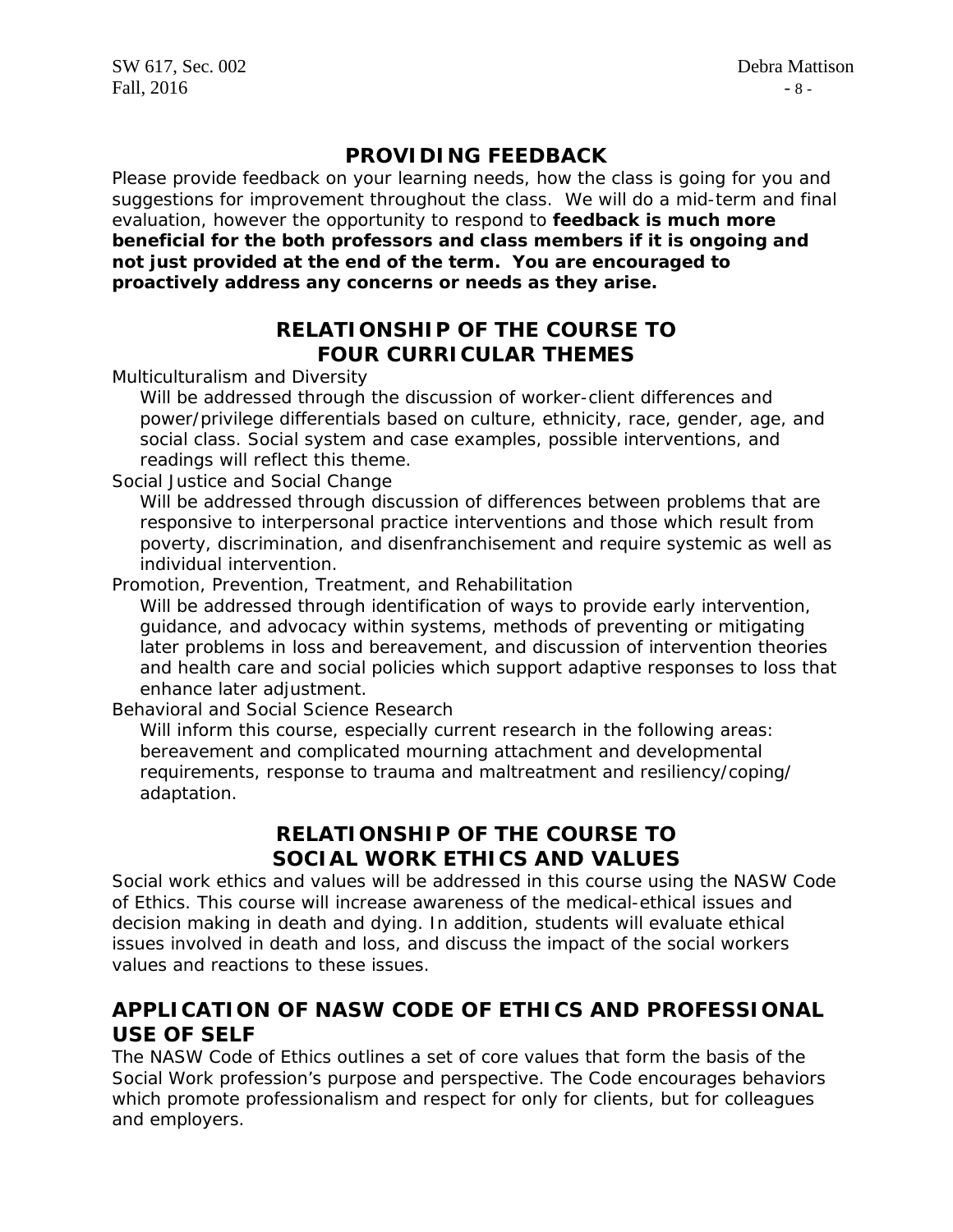## PROVIDING FEEDBACK

Please provide feedback on your learning needs, how the class is going for you and suggestions for improvement throughout the class. We will do a mid-term and final evaluation, however the opportunity to respond to **feedback is much more beneficial for the both professors and class members if it is ongoing and not just provided at the end of the term. You are encouraged to proactively address any concerns or needs as they arise.**

## RELATIONSHIP OF THE COURSE TO FOUR CURRICULAR THEMES

Multiculturalism and Diversity

Will be addressed through the discussion of worker-client differences and power/privilege differentials based on culture, ethnicity, race, gender, age, and social class. Social system and case examples, possible interventions, and readings will reflect this theme.

Social Justice and Social Change

Will be addressed through discussion of differences between problems that are responsive to interpersonal practice interventions and those which result from poverty, discrimination, and disenfranchisement and require systemic as well as individual intervention.

Promotion, Prevention, Treatment, and Rehabilitation

Will be addressed through identification of ways to provide early intervention, guidance, and advocacy within systems, methods of preventing or mitigating later problems in loss and bereavement, and discussion of intervention theories and health care and social policies which support adaptive responses to loss that enhance later adjustment.

Behavioral and Social Science Research

Will inform this course, especially current research in the following areas: bereavement and complicated mourning attachment and developmental requirements, response to trauma and maltreatment and resiliency/coping/ adaptation.

## RELATIONSHIP OF THE COURSE TO SOCIAL WORK ETHICS AND VALUES

Social work ethics and values will be addressed in this course using the NASW Code of Ethics. This course will increase awareness of the medical-ethical issues and decision making in death and dying. In addition, students will evaluate ethical issues involved in death and loss, and discuss the impact of the social workers values and reactions to these issues.

## APPLICATION OF NASW CODE OF ETHICS AND PROFESSIONAL USE OF SELF

The NASW Code of Ethics outlines a set of core values that form the basis of the Social Work profession's purpose and perspective. The Code encourages behaviors which promote professionalism and respect for only for clients, but for colleagues and employers.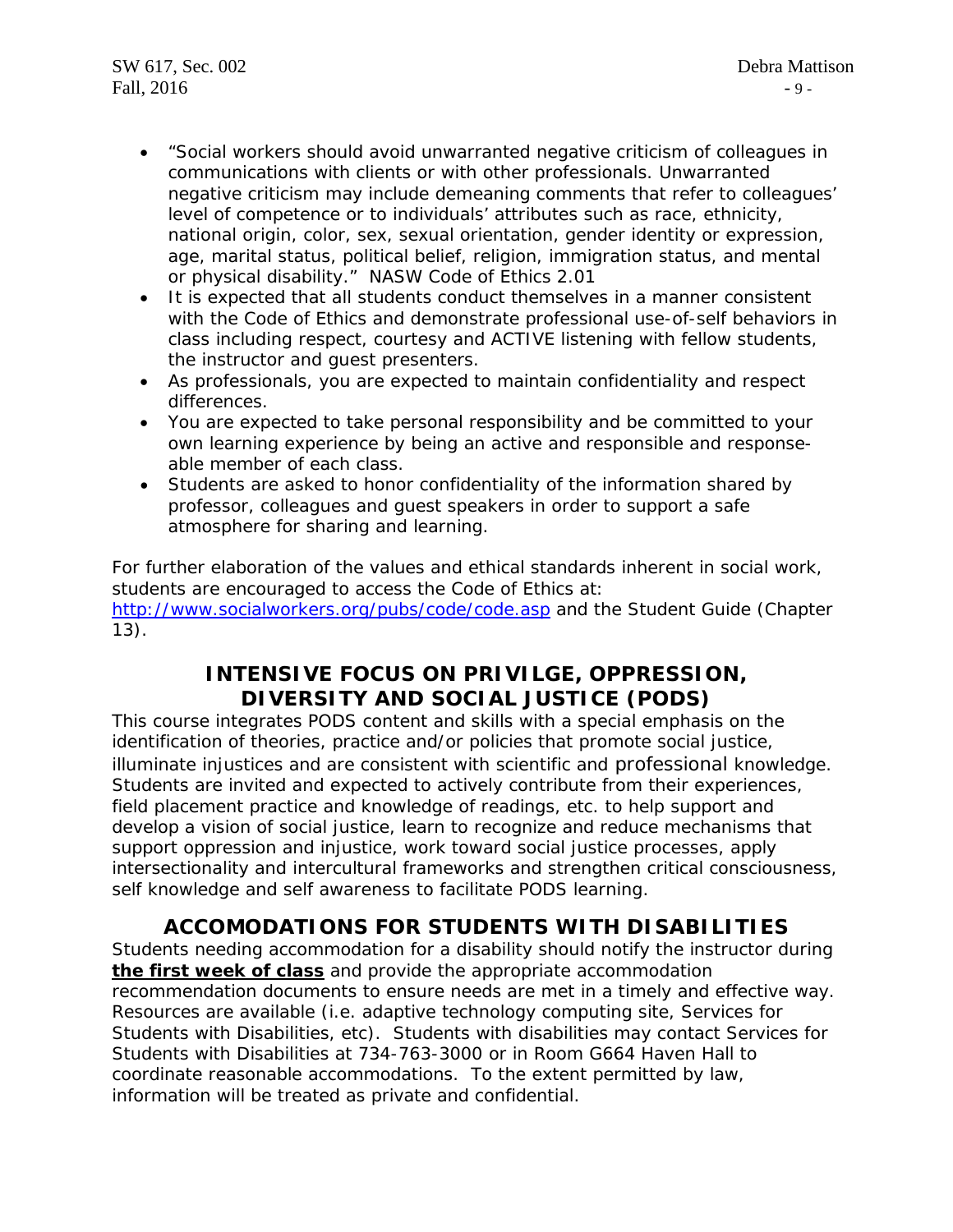- "Social workers should avoid unwarranted negative criticism of colleagues in communications with clients or with other professionals. Unwarranted negative criticism may include demeaning comments that refer to colleagues' level of competence or to individuals' attributes such as race, ethnicity, national origin, color, sex, sexual orientation, gender identity or expression, age, marital status, political belief, religion, immigration status, and mental or physical disability." NASW Code of Ethics 2.01
- It is expected that all students conduct themselves in a manner consistent with the Code of Ethics and demonstrate professional use-of-self behaviors in class including respect, courtesy and ACTIVE listening with fellow students, the instructor and guest presenters.
- As professionals, you are expected to maintain confidentiality and respect differences.
- You are expected to take personal responsibility and be committed to your own learning experience by being an active and responsible and response-able member of each class.
- Students are asked to honor confidentiality of the information shared by professor, colleagues and guest speakers in order to support a safe atmosphere for sharing and learning.

For further elaboration of the values and ethical standards inherent in social work, students are encouraged to access the Code of Ethics at: http://www.socialworkers.org/pubs/code/code.asp and the Student Guide (Chapter 13).

## INTENSIVE FOCUS ON PRIVILGE, OPPRESSION, DIVERSITY AND SOCIAL JUSTICE (PODS)

This course integrates PODS content and skills with a special emphasis on the identification of theories, practice and/or policies that promote social justice, illuminate injustices and are consistent with scientific and professional knowledge. Students are invited and expected to actively contribute from their experiences, field placement practice and knowledge of readings, etc. to help support and develop a vision of social justice, learn to recognize and reduce mechanisms that support oppression and injustice, work toward social justice processes, apply intersectionality and intercultural frameworks and strengthen critical consciousness, self knowledge and self awareness to facilitate PODS learning.

## ACCOMODATIONS FOR STUDENTS WITH DISABILITIES

Students needing accommodation for a disability should notify the instructor during **the first week of class** and provide the appropriate accommodation recommendation documents to ensure needs are met in a timely and effective way. Resources are available (i.e. adaptive technology computing site, Services for Students with Disabilities, etc). Students with disabilities may contact Services for Students with Disabilities at 734-763-3000 or in Room G664 Haven Hall to coordinate reasonable accommodations. To the extent permitted by law, information will be treated as private and confidential.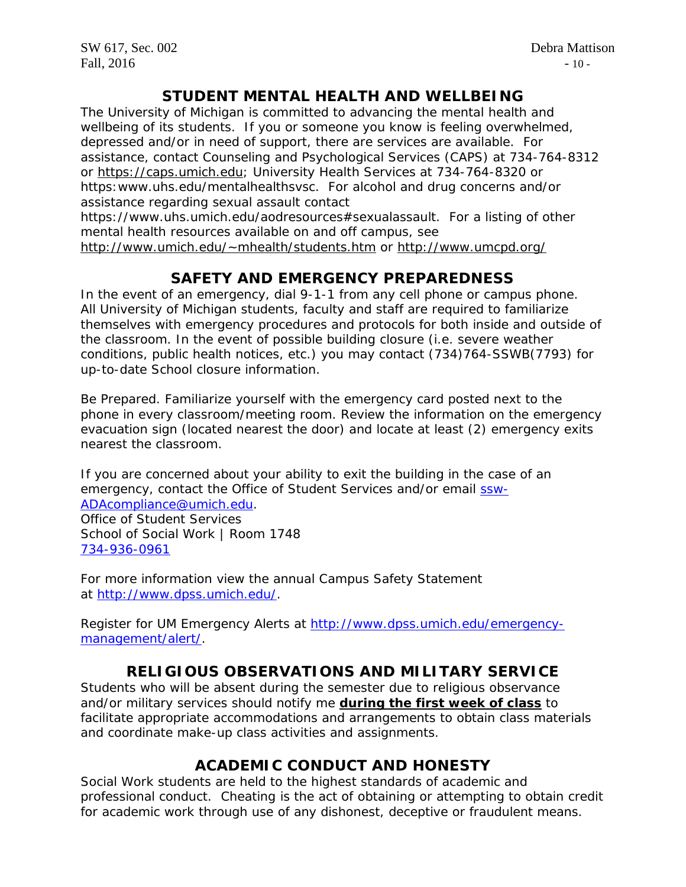## STUDENT MENTAL HEALTH AND WELLBEING

The University of Michigan is committed to advancing the mental health and wellbeing of its students. If you or someone you know is feeling overwhelmed, depressed and/or in need of support, there are services are available. For assistance, contact Counseling and Psychological Services (CAPS) at 734-764-8312 or https://caps.umich.edu; University Health Services at 734-764-8320 or https:www.uhs.edu/mentalhealthsvsc. For alcohol and drug concerns and/or assistance regarding sexual assault contact https://www.uhs.umich.edu/aodresources#sexualassault. For a listing of other mental health resources available on and off campus, see http://www.umich.edu/~mhealth/students.htm or http://www.umcpd.org/

## SAFETY AND EMERGENCY PREPAREDNESS

In the event of an emergency, dial 9-1-1 from any cell phone or campus phone. All University of Michigan students, faculty and staff are required to familiarize themselves with emergency procedures and protocols for both inside and outside of the classroom. In the event of possible building closure (i.e. severe weather conditions, public health notices, etc.) you may contact (734)764-SSWB(7793) for up-to-date School closure information.

Be Prepared. Familiarize yourself with the emergency card posted next to the phone in every classroom/meeting room. Review the information on the emergency evacuation sign (located nearest the door) and locate at least (2) emergency exits nearest the classroom.

If you are concerned about your ability to exit the building in the case of an emergency, contact the Office of Student Services and/or email ssw-ADAcompliance@umich.edu.
Office of Student Services
School of Social Work | Room 1748
734-936-0961

For more information view the annual Campus Safety Statement at http://www.dpss.umich.edu/.

Register for UM Emergency Alerts at http://www.dpss.umich.edu/emergency-management/alert/.

## RELIGIOUS OBSERVATIONS AND MILITARY SERVICE

Students who will be absent during the semester due to religious observance and/or military services should notify me **during the first week of class** to facilitate appropriate accommodations and arrangements to obtain class materials and coordinate make-up class activities and assignments.

## ACADEMIC CONDUCT AND HONESTY

Social Work students are held to the highest standards of academic and professional conduct. Cheating is the act of obtaining or attempting to obtain credit for academic work through use of any dishonest, deceptive or fraudulent means.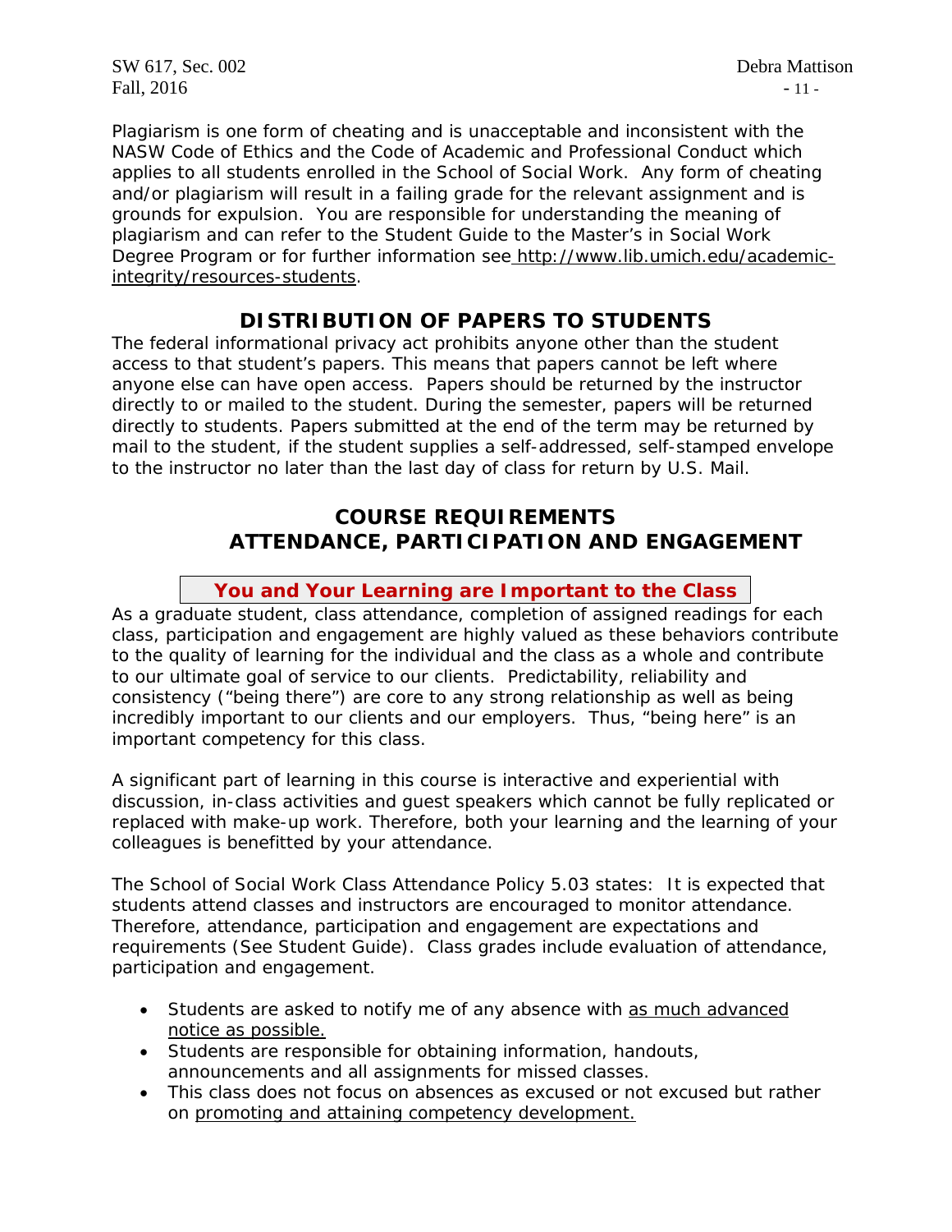Plagiarism is one form of cheating and is unacceptable and inconsistent with the NASW Code of Ethics and the Code of Academic and Professional Conduct which applies to all students enrolled in the School of Social Work. Any form of cheating and/or plagiarism will result in a failing grade for the relevant assignment and is grounds for expulsion. You are responsible for understanding the meaning of plagiarism and can refer to the Student Guide to the Master's in Social Work Degree Program or for further information see http://www.lib.umich.edu/academic-integrity/resources-students.

## DISTRIBUTION OF PAPERS TO STUDENTS

The federal informational privacy act prohibits anyone other than the student access to that student's papers. This means that papers cannot be left where anyone else can have open access. Papers should be returned by the instructor directly to or mailed to the student. During the semester, papers will be returned directly to students. Papers submitted at the end of the term may be returned by mail to the student, if the student supplies a self-addressed, self-stamped envelope to the instructor no later than the last day of class for return by U.S. Mail.

## COURSE REQUIREMENTS
## ATTENDANCE, PARTICIPATION AND ENGAGEMENT

**You and Your Learning are Important to the Class**

As a graduate student, class attendance, completion of assigned readings for each class, participation and engagement are highly valued as these behaviors contribute to the quality of learning for the individual and the class as a whole and contribute to our ultimate goal of service to our clients. Predictability, reliability and consistency ("being there") are core to any strong relationship as well as being incredibly important to our clients and our employers. Thus, "being here" is an important competency for this class.

A significant part of learning in this course is interactive and experiential with discussion, in-class activities and guest speakers which cannot be fully replicated or replaced with make-up work. Therefore, both your learning and the learning of your colleagues is benefitted by your attendance.

The School of Social Work Class Attendance Policy 5.03 states: It is expected that students attend classes and instructors are encouraged to monitor attendance. Therefore, attendance, participation and engagement are expectations and requirements (See Student Guide). Class grades include evaluation of attendance, participation and engagement.

- Students are asked to notify me of any absence with as much advanced notice as possible.
- Students are responsible for obtaining information, handouts, announcements and all assignments for missed classes.
- This class does not focus on absences as excused or not excused but rather on promoting and attaining competency development.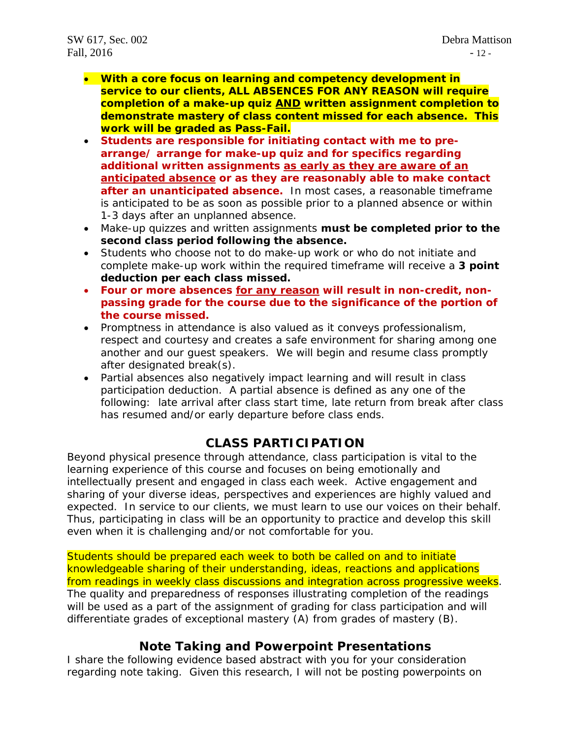- **With a core focus on learning and competency development in service to our clients, ALL ABSENCES FOR ANY REASON will require completion of a make-up quiz <u>AND</u> written assignment completion to demonstrate mastery of class content missed for each absence. This work will be graded as Pass-Fail.**
- **Students are responsible for initiating contact with me to pre-arrange/ arrange for make-up quiz and for specifics regarding additional written assignments <u>as early as they are aware of an anticipated absence</u> or as they are reasonably able to make contact after an unanticipated absence.** In most cases, a reasonable timeframe is anticipated to be as soon as possible prior to a planned absence or within 1-3 days after an unplanned absence.
- Make-up quizzes and written assignments **must be completed prior to the second class period following the absence.**
- Students who choose not to do make-up work or who do not initiate and complete make-up work within the required timeframe will receive a **3 point deduction per each class missed.**
- **Four or more absences <u>for any reason</u> will result in non-credit, non-passing grade for the course due to the significance of the portion of the course missed.**
- Promptness in attendance is also valued as it conveys professionalism, respect and courtesy and creates a safe environment for sharing among one another and our guest speakers. We will begin and resume class promptly after designated break(s).
- Partial absences also negatively impact learning and will result in class participation deduction. A partial absence is defined as any one of the following: late arrival after class start time, late return from break after class has resumed and/or early departure before class ends.

## CLASS PARTICIPATION

Beyond physical presence through attendance, class participation is vital to the learning experience of this course and focuses on being emotionally and intellectually present and engaged in class each week. Active engagement and sharing of your diverse ideas, perspectives and experiences are highly valued and expected. In service to our clients, we must learn to use our voices on their behalf. Thus, participating in class will be an opportunity to practice and develop this skill even when it is challenging and/or not comfortable for you.

Students should be prepared each week to both be called on and to initiate knowledgeable sharing of their understanding, ideas, reactions and applications from readings in weekly class discussions and integration across progressive weeks. The quality and preparedness of responses illustrating completion of the readings will be used as a part of the assignment of grading for class participation and will differentiate grades of exceptional mastery (A) from grades of mastery (B).

## Note Taking and Powerpoint Presentations

I share the following evidence based abstract with you for your consideration regarding note taking. Given this research, I will not be posting powerpoints on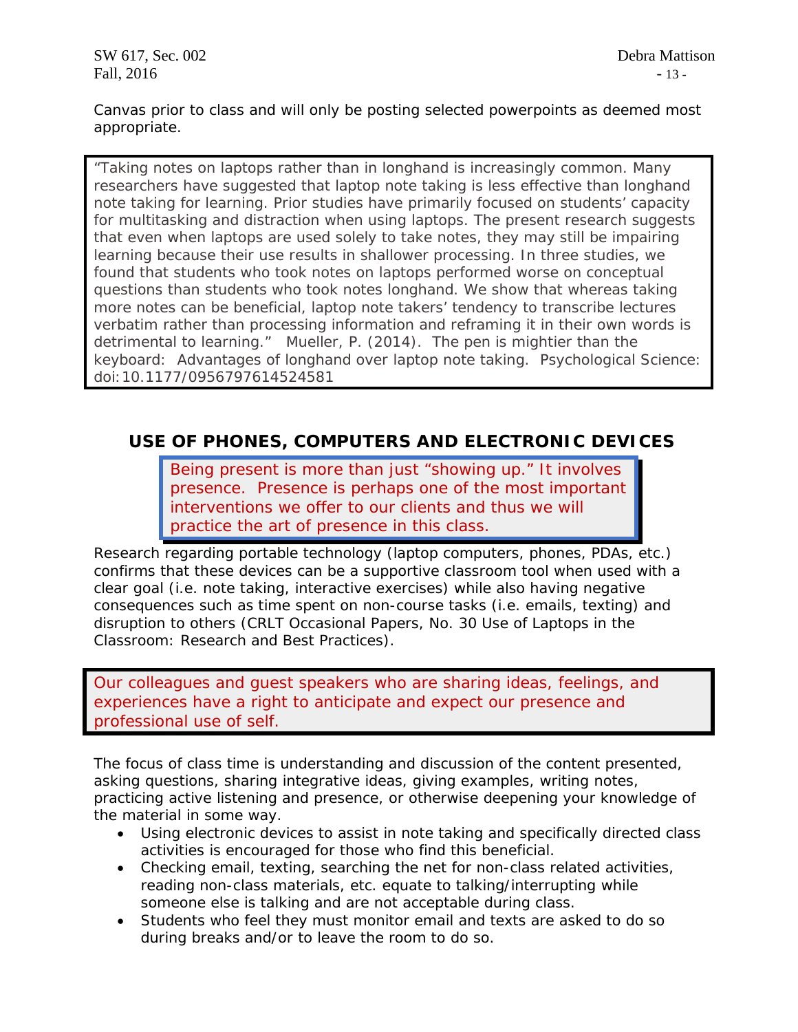Canvas prior to class and will only be posting selected powerpoints as deemed most appropriate.

> "Taking notes on laptops rather than in longhand is increasingly common. Many researchers have suggested that laptop note taking is less effective than longhand note taking for learning. Prior studies have primarily focused on students' capacity for multitasking and distraction when using laptops. The present research suggests that even when laptops are used solely to take notes, they may still be impairing learning because their use results in shallower processing. In three studies, we found that students who took notes on laptops performed worse on conceptual questions than students who took notes longhand. We show that whereas taking more notes can be beneficial, laptop note takers' tendency to transcribe lectures verbatim rather than processing information and reframing it in their own words is detrimental to learning." Mueller, P. (2014). The pen is mightier than the keyboard: Advantages of longhand over laptop note taking. Psychological Science: doi:10.1177/0956797614524581

## USE OF PHONES, COMPUTERS AND ELECTRONIC DEVICES

> Being present is more than just "showing up." It involves presence. Presence is perhaps one of the most important interventions we offer to our clients and thus we will practice the art of presence in this class.

Research regarding portable technology (laptop computers, phones, PDAs, etc.) confirms that these devices can be a supportive classroom tool when used with a clear goal (i.e. note taking, interactive exercises) while also having negative consequences such as time spent on non-course tasks (i.e. emails, texting) and disruption to others (CRLT Occasional Papers, No. 30 Use of Laptops in the Classroom: Research and Best Practices).

> Our colleagues and guest speakers who are sharing ideas, feelings, and experiences have a right to anticipate and expect our presence and professional use of self.

The focus of class time is understanding and discussion of the content presented, asking questions, sharing integrative ideas, giving examples, writing notes, practicing active listening and presence, or otherwise deepening your knowledge of the material in some way.

- Using electronic devices to assist in note taking and specifically directed class activities is encouraged for those who find this beneficial.
- Checking email, texting, searching the net for non-class related activities, reading non-class materials, etc. equate to talking/interrupting while someone else is talking and are not acceptable during class.
- Students who feel they must monitor email and texts are asked to do so during breaks and/or to leave the room to do so.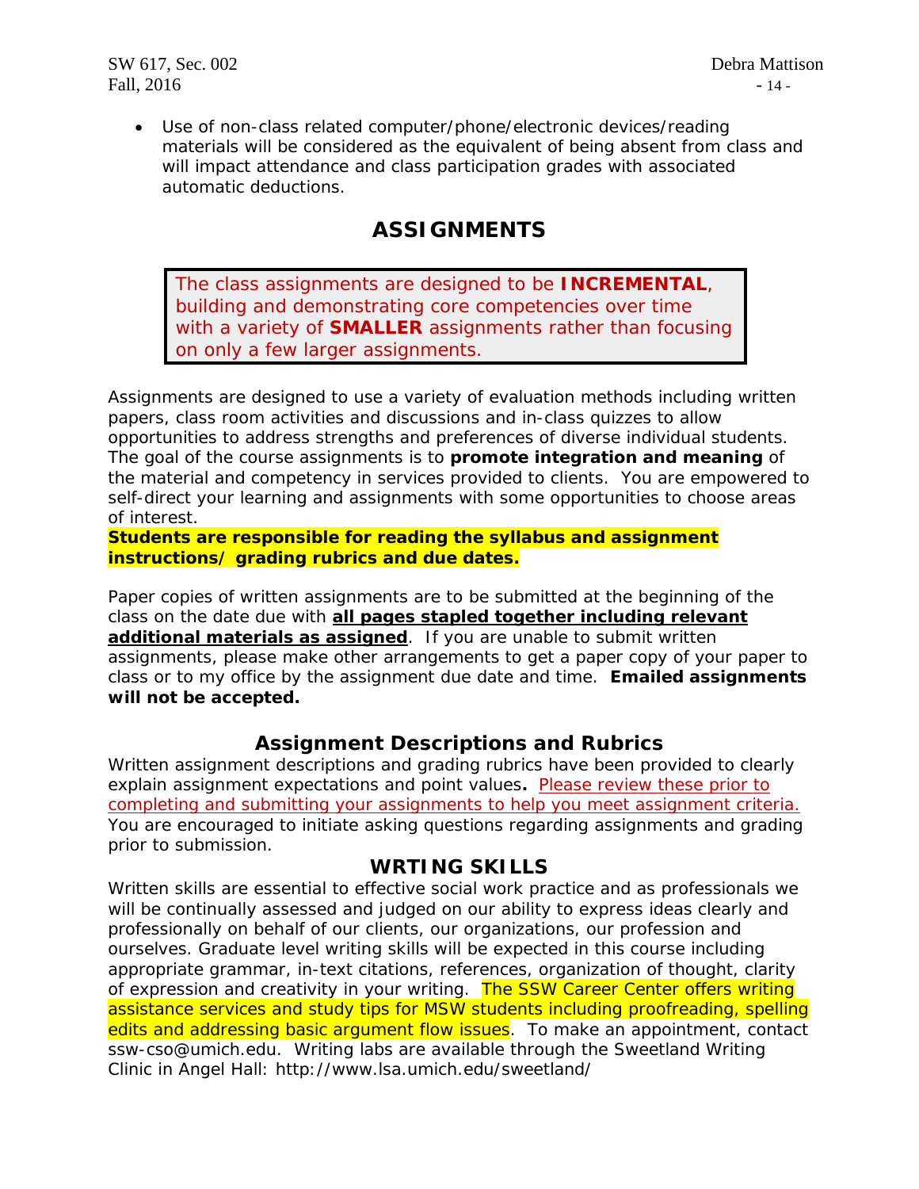- Use of non-class related computer/phone/electronic devices/reading materials will be considered as the equivalent of being absent from class and will impact attendance and class participation grades with associated automatic deductions.

## ASSIGNMENTS

> The class assignments are designed to be **INCREMENTAL**, building and demonstrating core competencies over time with a variety of **SMALLER** assignments rather than focusing on only a few larger assignments.

Assignments are designed to use a variety of evaluation methods including written papers, class room activities and discussions and in-class quizzes to allow opportunities to address strengths and preferences of diverse individual students. The goal of the course assignments is to **promote integration and meaning** of the material and competency in services provided to clients. You are empowered to self-direct your learning and assignments with some opportunities to choose areas of interest.
**Students are responsible for reading the syllabus and assignment instructions/ grading rubrics and due dates.**

Paper copies of written assignments are to be submitted at the beginning of the class on the date due with **all pages stapled together including relevant additional materials as assigned**. If you are unable to submit written assignments, please make other arrangements to get a paper copy of your paper to class or to my office by the assignment due date and time. **Emailed assignments will not be accepted.**

### Assignment Descriptions and Rubrics

Written assignment descriptions and grading rubrics have been provided to clearly explain assignment expectations and point values**.** Please review these prior to completing and submitting your assignments to help you meet assignment criteria. You are encouraged to initiate asking questions regarding assignments and grading prior to submission.

### WRTING SKILLS

Written skills are essential to effective social work practice and as professionals we will be continually assessed and judged on our ability to express ideas clearly and professionally on behalf of our clients, our organizations, our profession and ourselves. Graduate level writing skills will be expected in this course including appropriate grammar, in-text citations, references, organization of thought, clarity of expression and creativity in your writing. The SSW Career Center offers writing assistance services and study tips for MSW students including proofreading, spelling edits and addressing basic argument flow issues. To make an appointment, contact ssw-cso@umich.edu. Writing labs are available through the Sweetland Writing Clinic in Angel Hall: http://www.lsa.umich.edu/sweetland/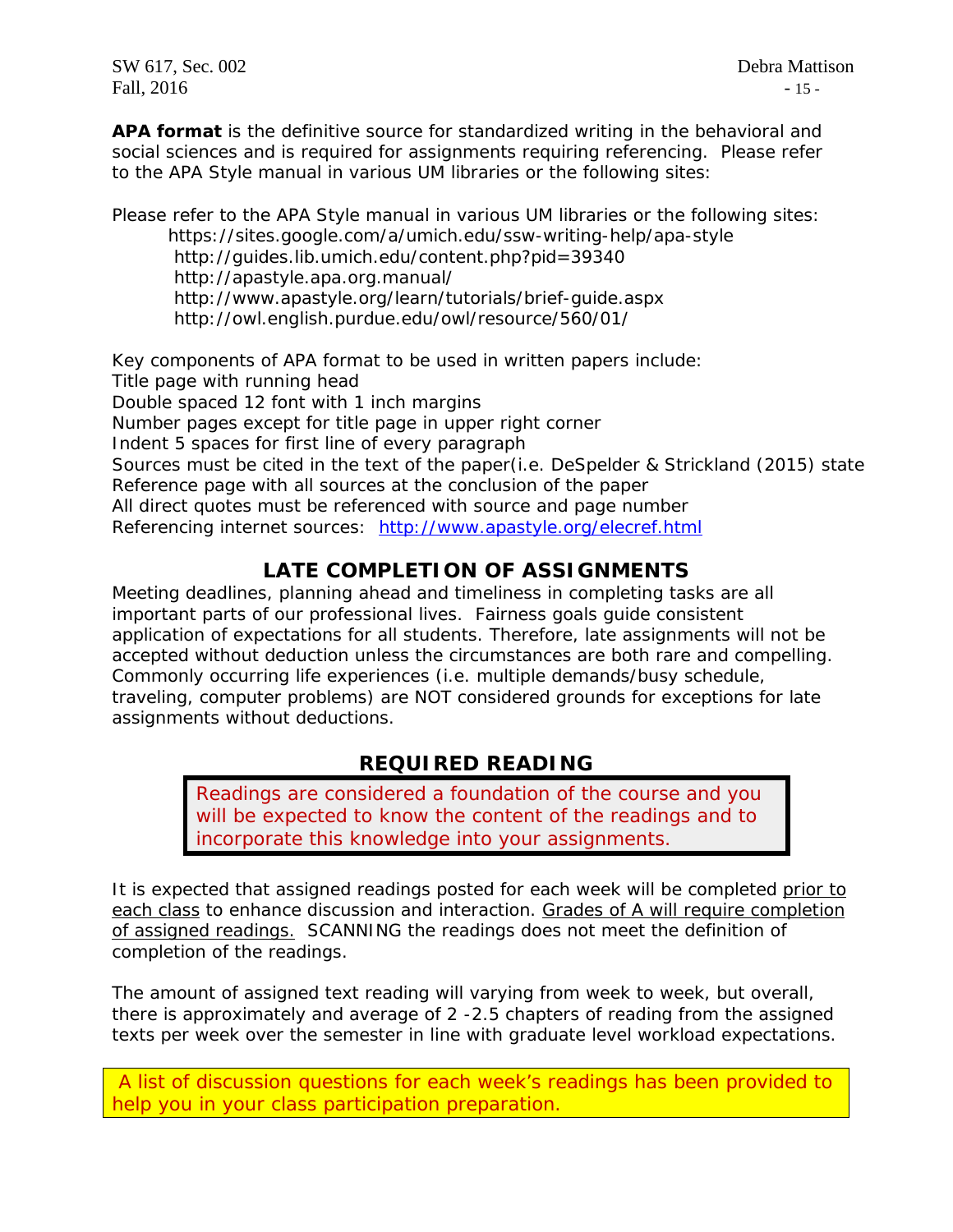**APA format** is the definitive source for standardized writing in the behavioral and social sciences and is required for assignments requiring referencing. Please refer to the APA Style manual in various UM libraries or the following sites:

Please refer to the APA Style manual in various UM libraries or the following sites:

- https://sites.google.com/a/umich.edu/ssw-writing-help/apa-style
- http://guides.lib.umich.edu/content.php?pid=39340
- http://apastyle.apa.org.manual/
- http://www.apastyle.org/learn/tutorials/brief-guide.aspx
- http://owl.english.purdue.edu/owl/resource/560/01/

Key components of APA format to be used in written papers include:
Title page with running head
Double spaced 12 font with 1 inch margins
Number pages except for title page in upper right corner
Indent 5 spaces for first line of every paragraph
Sources must be cited in the text of the paper(i.e. DeSpelder & Strickland (2015) state
Reference page with all sources at the conclusion of the paper
All direct quotes must be referenced with source and page number
Referencing internet sources: http://www.apastyle.org/elecref.html

## LATE COMPLETION OF ASSIGNMENTS

Meeting deadlines, planning ahead and timeliness in completing tasks are all important parts of our professional lives. Fairness goals guide consistent application of expectations for all students. Therefore, late assignments will not be accepted without deduction unless the circumstances are both rare and compelling. Commonly occurring life experiences (i.e. multiple demands/busy schedule, traveling, computer problems) are NOT considered grounds for exceptions for late assignments without deductions.

## REQUIRED READING

> Readings are considered a foundation of the course and you will be expected to know the content of the readings and to incorporate this knowledge into your assignments.

It is expected that assigned readings posted for each week will be completed prior to each class to enhance discussion and interaction. Grades of A will require completion of assigned readings. SCANNING the readings does not meet the definition of completion of the readings.

The amount of assigned text reading will varying from week to week, but overall, there is approximately and average of 2 -2.5 chapters of reading from the assigned texts per week over the semester in line with graduate level workload expectations.

> A list of discussion questions for each week's readings has been provided to help you in your class participation preparation.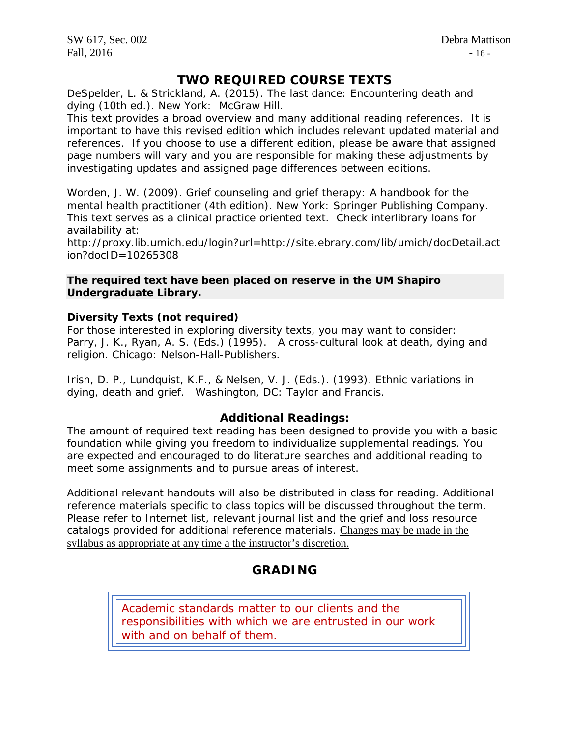## TWO REQUIRED COURSE TEXTS

DeSpelder, L. & Strickland, A. (2015). The last dance: Encountering death and dying (10th ed.). New York: McGraw Hill.

This text provides a broad overview and many additional reading references. It is important to have this revised edition which includes relevant updated material and references. If you choose to use a different edition, please be aware that assigned page numbers will vary and you are responsible for making these adjustments by investigating updates and assigned page differences between editions.

Worden, J. W. (2009). Grief counseling and grief therapy: A handbook for the mental health practitioner (4th edition). New York: Springer Publishing Company. This text serves as a clinical practice oriented text. Check interlibrary loans for availability at:
http://proxy.lib.umich.edu/login?url=http://site.ebrary.com/lib/umich/docDetail.action?docID=10265308

**The required text have been placed on reserve in the UM Shapiro Undergraduate Library.**

### Diversity Texts (not required)

For those interested in exploring diversity texts, you may want to consider:
Parry, J. K., Ryan, A. S. (Eds.) (1995). A cross-cultural look at death, dying and religion. Chicago: Nelson-Hall-Publishers.

Irish, D. P., Lundquist, K.F., & Nelsen, V. J. (Eds.). (1993). Ethnic variations in dying, death and grief. Washington, DC: Taylor and Francis.

### Additional Readings:

The amount of required text reading has been designed to provide you with a basic foundation while giving you freedom to individualize supplemental readings. You are expected and encouraged to do literature searches and additional reading to meet some assignments and to pursue areas of interest.

<u>Additional relevant handouts</u> will also be distributed in class for reading. Additional reference materials specific to class topics will be discussed throughout the term. Please refer to Internet list, relevant journal list and the grief and loss resource catalogs provided for additional reference materials. <u>Changes may be made in the syllabus as appropriate at any time a the instructor's discretion.</u>

## GRADING

> Academic standards matter to our clients and the responsibilities with which we are entrusted in our work with and on behalf of them.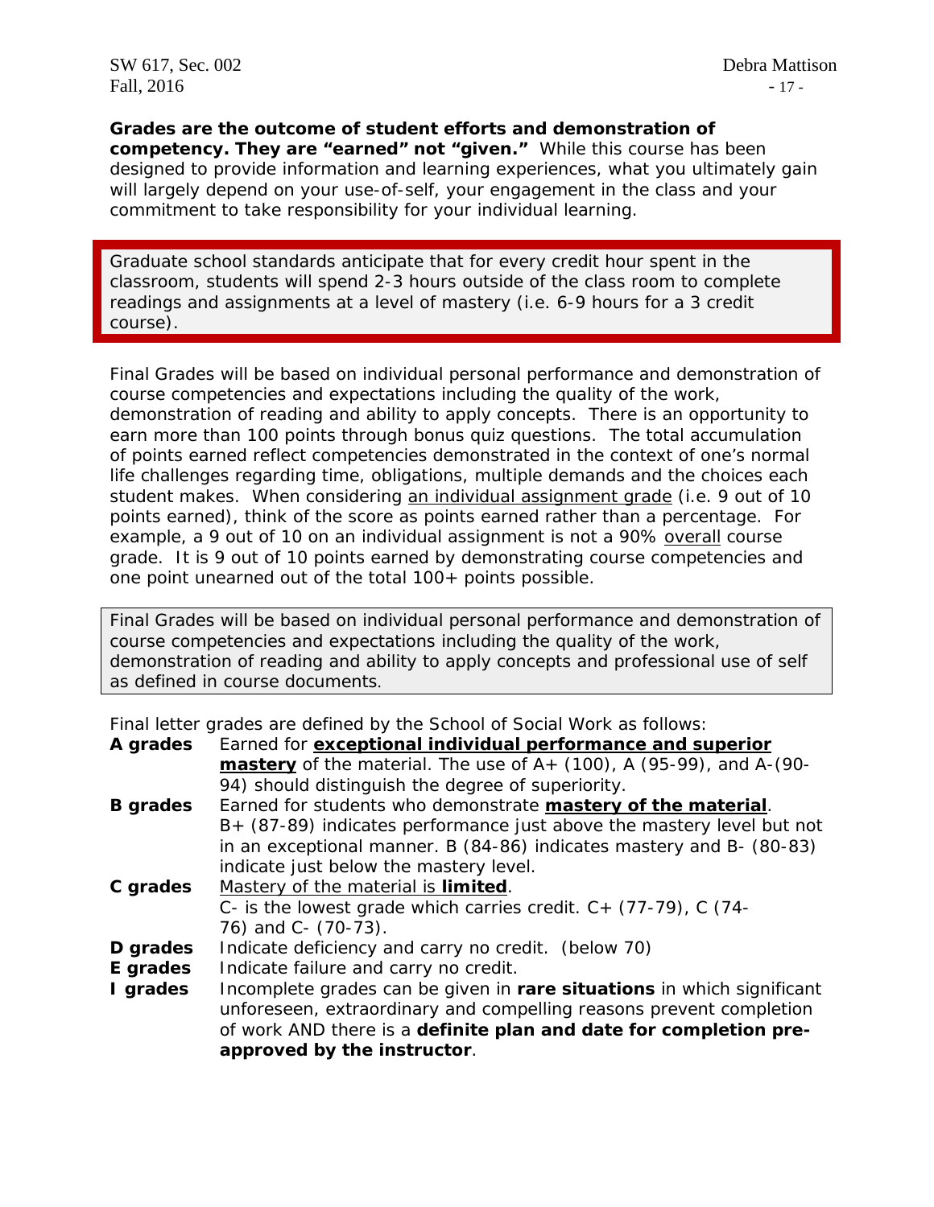**Grades are the outcome of student efforts and demonstration of competency. They are "earned" not "given."** While this course has been designed to provide information and learning experiences, what you ultimately gain will largely depend on your use-of-self, your engagement in the class and your commitment to take responsibility for your individual learning.

> Graduate school standards anticipate that for every credit hour spent in the classroom, students will spend 2-3 hours outside of the class room to complete readings and assignments at a level of mastery (i.e. 6-9 hours for a 3 credit course).

Final Grades will be based on individual personal performance and demonstration of course competencies and expectations including the quality of the work, demonstration of reading and ability to apply concepts. There is an opportunity to earn more than 100 points through bonus quiz questions. The total accumulation of points earned reflect competencies demonstrated in the context of one's normal life challenges regarding time, obligations, multiple demands and the choices each student makes. When considering <u>an individual assignment grade</u> (i.e. 9 out of 10 points earned), think of the score as points earned rather than a percentage. For example, a 9 out of 10 on an individual assignment is not a 90% <u>overall</u> course grade. It is 9 out of 10 points earned by demonstrating course competencies and one point unearned out of the total 100+ points possible.

> Final Grades will be based on individual personal performance and demonstration of course competencies and expectations including the quality of the work, demonstration of reading and ability to apply concepts and professional use of self as defined in course documents.

Final letter grades are defined by the School of Social Work as follows:

**A grades** Earned for **<u>exceptional individual performance and superior mastery</u>** of the material. The use of A+ (100), A (95-99), and A-(90-94) should distinguish the degree of superiority.

**B grades** Earned for students who demonstrate **<u>mastery of the material</u>**. B+ (87-89) indicates performance just above the mastery level but not in an exceptional manner. B (84-86) indicates mastery and B- (80-83) indicate just below the mastery level.

**C grades** <u>Mastery of the material is **limited**</u>. C- is the lowest grade which carries credit. C+ (77-79), C (74-76) and C- (70-73).

**D grades** Indicate deficiency and carry no credit. (below 70)

**E grades** Indicate failure and carry no credit.

**I grades** Incomplete grades can be given in **rare situations** in which significant unforeseen, extraordinary and compelling reasons prevent completion of work AND there is a **definite plan and date for completion pre-approved by the instructor**.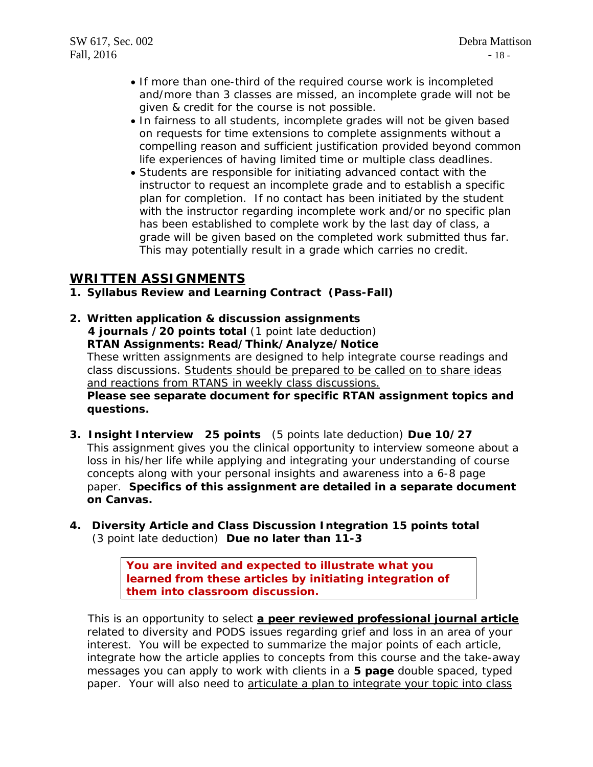- If more than one-third of the required course work is incompleted and/more than 3 classes are missed, an incomplete grade will not be given & credit for the course is not possible.
- In fairness to all students, incomplete grades will not be given based on requests for time extensions to complete assignments without a compelling reason and sufficient justification provided beyond common life experiences of having limited time or multiple class deadlines.
- Students are responsible for initiating advanced contact with the instructor to request an incomplete grade and to establish a specific plan for completion. If no contact has been initiated by the student with the instructor regarding incomplete work and/or no specific plan has been established to complete work by the last day of class, a grade will be given based on the completed work submitted thus far. This may potentially result in a grade which carries no credit.

## WRITTEN ASSIGNMENTS

1. **Syllabus Review and Learning Contract (Pass-Fall)**

2. **Written application & discussion assignments**
   **4 journals /20 points total** (1 point late deduction)
   **RTAN Assignments: Read/Think/Analyze/Notice**
   These written assignments are designed to help integrate course readings and class discussions. Students should be prepared to be called on to share ideas and reactions from RTANS in weekly class discussions.
   **Please see separate document for specific RTAN assignment topics and questions.**

3. **Insight Interview 25 points** (5 points late deduction) **Due 10/27**
   This assignment gives you the clinical opportunity to interview someone about a loss in his/her life while applying and integrating your understanding of course concepts along with your personal insights and awareness into a 6-8 page paper. **Specifics of this assignment are detailed in a separate document on Canvas.**

4. **Diversity Article and Class Discussion Integration 15 points total** (3 point late deduction) **Due no later than 11-3**

   **You are invited and expected to illustrate what you learned from these articles by initiating integration of them into classroom discussion.**

   This is an opportunity to select **a peer reviewed professional journal article** related to diversity and PODS issues regarding grief and loss in an area of your interest. You will be expected to summarize the major points of each article, integrate how the article applies to concepts from this course and the take-away messages you can apply to work with clients in a **5 page** double spaced, typed paper. Your will also need to articulate a plan to integrate your topic into class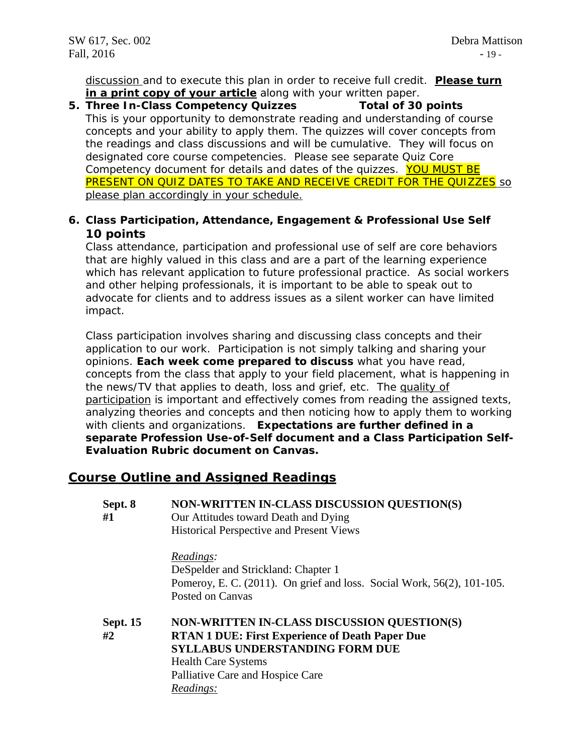discussion and to execute this plan in order to receive full credit. **Please turn in a print copy of your article** along with your written paper.

5. **Three In-Class Competency Quizzes Total of 30 points**
   This is your opportunity to demonstrate reading and understanding of course concepts and your ability to apply them. The quizzes will cover concepts from the readings and class discussions and will be cumulative. They will focus on designated core course competencies. Please see separate Quiz Core Competency document for details and dates of the quizzes. YOU MUST BE PRESENT ON QUIZ DATES TO TAKE AND RECEIVE CREDIT FOR THE QUIZZES so please plan accordingly in your schedule.

6. **Class Participation, Attendance, Engagement & Professional Use Self 10 points**
   Class attendance, participation and professional use of self are core behaviors that are highly valued in this class and are a part of the learning experience which has relevant application to future professional practice. As social workers and other helping professionals, it is important to be able to speak out to advocate for clients and to address issues as a silent worker can have limited impact.

   Class participation involves sharing and discussing class concepts and their application to our work. Participation is not simply talking and sharing your opinions. **Each week come prepared to discuss** what you have read, concepts from the class that apply to your field placement, what is happening in the news/TV that applies to death, loss and grief, etc. The quality of participation is important and effectively comes from reading the assigned texts, analyzing theories and concepts and then noticing how to apply them to working with clients and organizations. **Expectations are further defined in a separate Profession Use-of-Self document and a Class Participation Self-Evaluation Rubric document on Canvas.**

## Course Outline and Assigned Readings

**Sept. 8**
**#1**

**NON-WRITTEN IN-CLASS DISCUSSION QUESTION(S)**
Our Attitudes toward Death and Dying
Historical Perspective and Present Views

*Readings:*
DeSpelder and Strickland: Chapter 1
Pomeroy, E. C. (2011). On grief and loss. Social Work, 56(2), 101-105. Posted on Canvas

**Sept. 15**
**#2**

**NON-WRITTEN IN-CLASS DISCUSSION QUESTION(S)**
**RTAN 1 DUE: First Experience of Death Paper Due**
**SYLLABUS UNDERSTANDING FORM DUE**
Health Care Systems
Palliative Care and Hospice Care
*Readings:*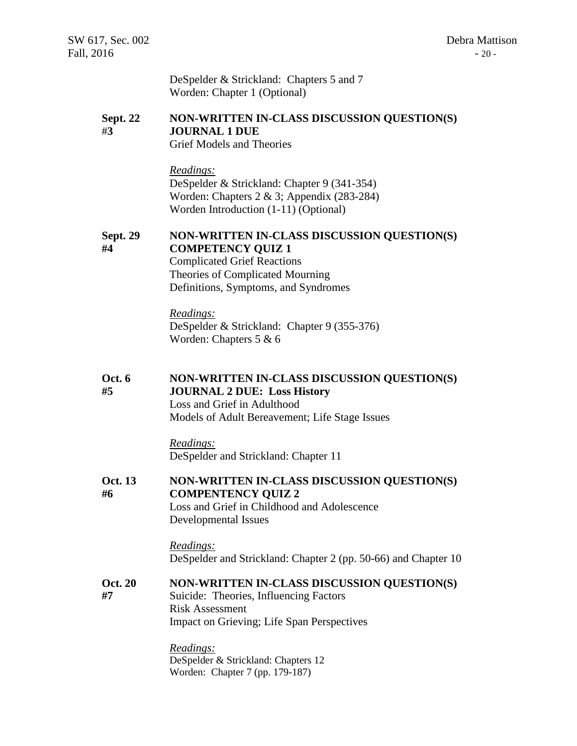DeSpelder & Strickland: Chapters 5 and 7
Worden: Chapter 1 (Optional)

**Sept. 22**
**#3**

**NON-WRITTEN IN-CLASS DISCUSSION QUESTION(S)**
**JOURNAL 1 DUE**
Grief Models and Theories

*Readings:*
DeSpelder & Strickland: Chapter 9 (341-354)
Worden: Chapters 2 & 3; Appendix (283-284)
Worden Introduction (1-11) (Optional)

**Sept. 29**
**#4**

**NON-WRITTEN IN-CLASS DISCUSSION QUESTION(S)**
**COMPETENCY QUIZ 1**
Complicated Grief Reactions
Theories of Complicated Mourning
Definitions, Symptoms, and Syndromes

*Readings:*
DeSpelder & Strickland: Chapter 9 (355-376)
Worden: Chapters 5 & 6

**Oct. 6**
**#5**

**NON-WRITTEN IN-CLASS DISCUSSION QUESTION(S)**
**JOURNAL 2 DUE: Loss History**
Loss and Grief in Adulthood
Models of Adult Bereavement; Life Stage Issues

*Readings:*
DeSpelder and Strickland: Chapter 11

**Oct. 13**
**#6**

**NON-WRITTEN IN-CLASS DISCUSSION QUESTION(S)**
**COMPENTENCY QUIZ 2**
Loss and Grief in Childhood and Adolescence
Developmental Issues

*Readings:*
DeSpelder and Strickland: Chapter 2 (pp. 50-66) and Chapter 10

**Oct. 20**
**#7**

**NON-WRITTEN IN-CLASS DISCUSSION QUESTION(S)**
Suicide: Theories, Influencing Factors
Risk Assessment
Impact on Grieving; Life Span Perspectives

*Readings:*
DeSpelder & Strickland: Chapters 12
Worden: Chapter 7 (pp. 179-187)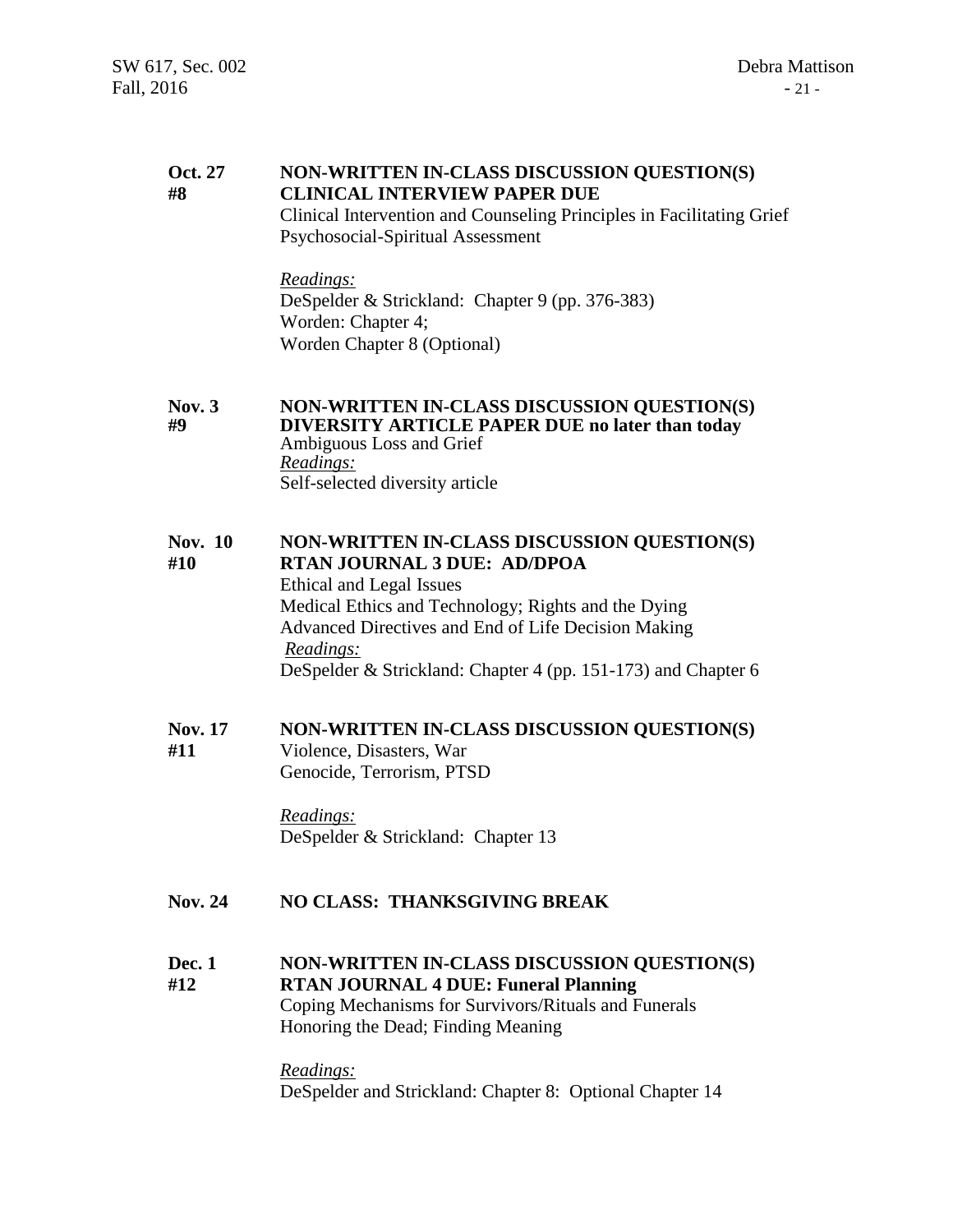**Oct. 27** **#8**

**NON-WRITTEN IN-CLASS DISCUSSION QUESTION(S)**
**CLINICAL INTERVIEW PAPER DUE**
Clinical Intervention and Counseling Principles in Facilitating Grief
Psychosocial-Spiritual Assessment

*Readings:*
DeSpelder & Strickland: Chapter 9 (pp. 376-383)
Worden: Chapter 4;
Worden Chapter 8 (Optional)

**Nov. 3** **#9**

**NON-WRITTEN IN-CLASS DISCUSSION QUESTION(S)**
**DIVERSITY ARTICLE PAPER DUE no later than today**
Ambiguous Loss and Grief
*Readings:*
Self-selected diversity article

**Nov. 10** **#10**

**NON-WRITTEN IN-CLASS DISCUSSION QUESTION(S)**
**RTAN JOURNAL 3 DUE: AD/DPOA**
Ethical and Legal Issues
Medical Ethics and Technology; Rights and the Dying
Advanced Directives and End of Life Decision Making
*Readings:*
DeSpelder & Strickland: Chapter 4 (pp. 151-173) and Chapter 6

**Nov. 17** **#11**

**NON-WRITTEN IN-CLASS DISCUSSION QUESTION(S)**
Violence, Disasters, War
Genocide, Terrorism, PTSD

*Readings:*
DeSpelder & Strickland: Chapter 13

**Nov. 24** **NO CLASS: THANKSGIVING BREAK**

**Dec. 1** **#12**

**NON-WRITTEN IN-CLASS DISCUSSION QUESTION(S)**
**RTAN JOURNAL 4 DUE: Funeral Planning**
Coping Mechanisms for Survivors/Rituals and Funerals
Honoring the Dead; Finding Meaning

*Readings:*
DeSpelder and Strickland: Chapter 8: Optional Chapter 14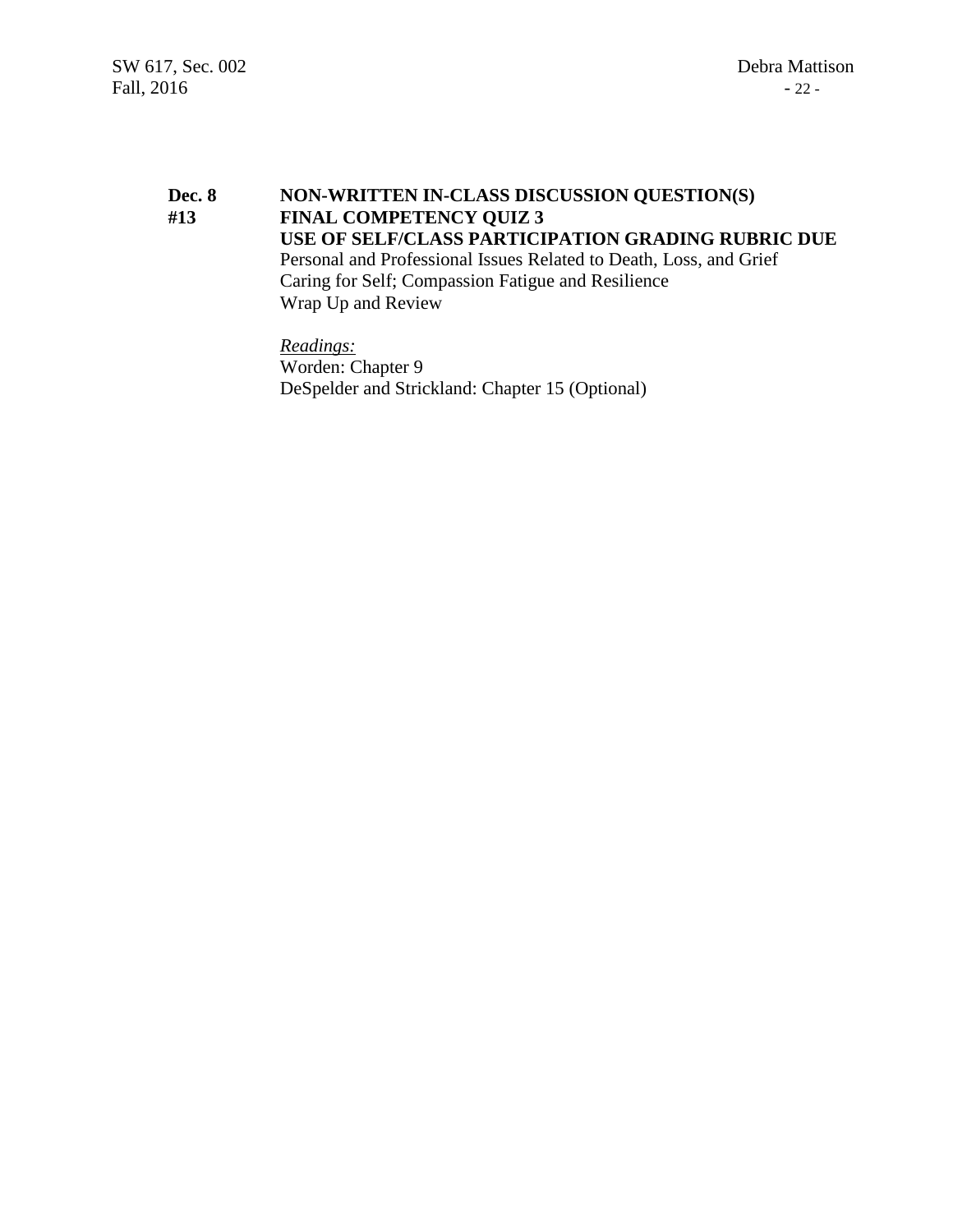**Dec. 8** **NON-WRITTEN IN-CLASS DISCUSSION QUESTION(S)**
**#13** **FINAL COMPETENCY QUIZ 3**
**USE OF SELF/CLASS PARTICIPATION GRADING RUBRIC DUE**
Personal and Professional Issues Related to Death, Loss, and Grief
Caring for Self; Compassion Fatigue and Resilience
Wrap Up and Review

*Readings:*
Worden: Chapter 9
DeSpelder and Strickland: Chapter 15 (Optional)